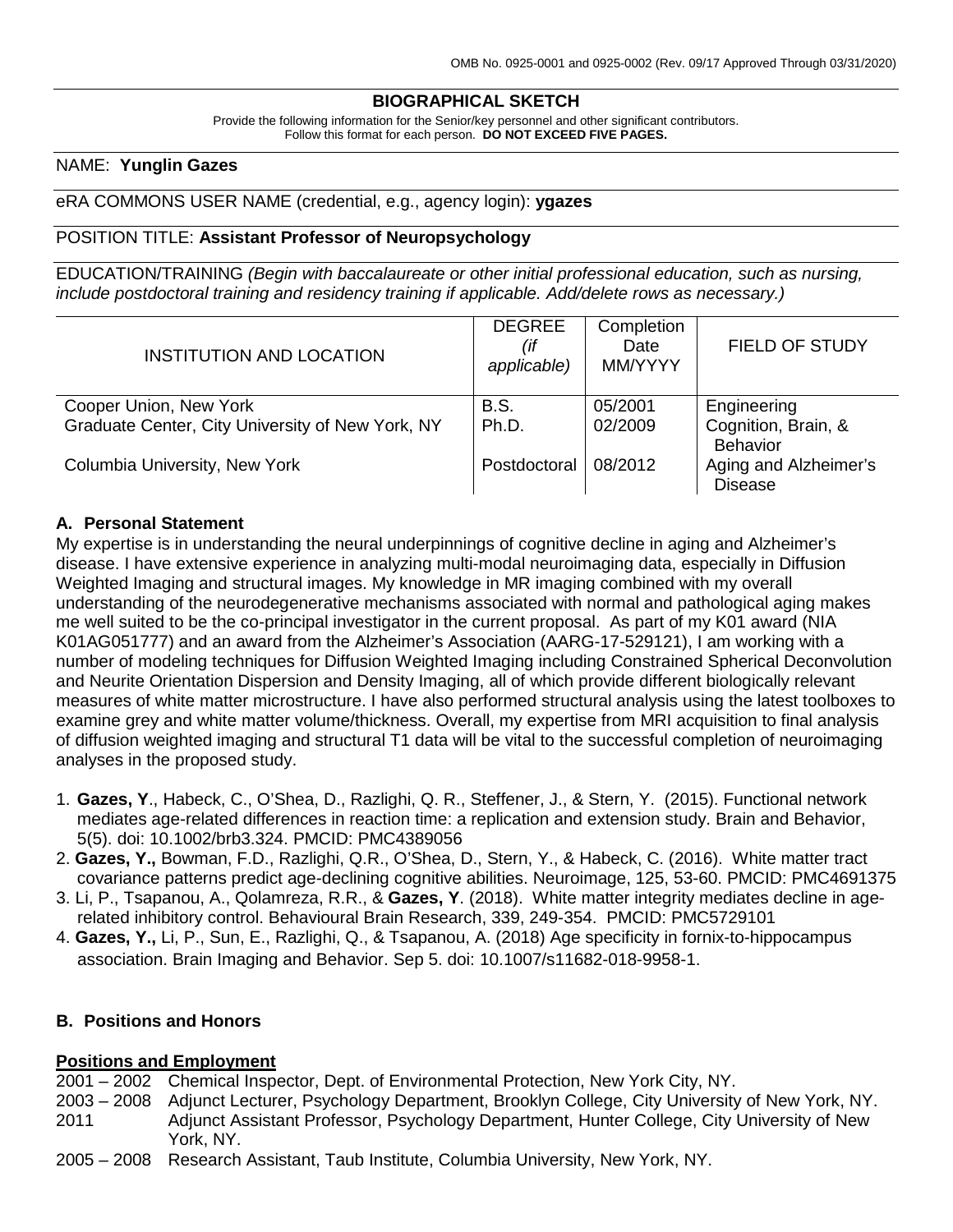OMB No. 0925-0001 and 0925-0002 (Rev. 09/17 Approved Through 03/31/2020)

# BIOGRAPHICAL SKETCH

Provide the following information for the Senior/key personnel and other significant contributors.
Follow this format for each person. **DO NOT EXCEED FIVE PAGES.**

NAME: **Yunglin Gazes**

eRA COMMONS USER NAME (credential, e.g., agency login): **ygazes**

POSITION TITLE: **Assistant Professor of Neuropsychology**

EDUCATION/TRAINING *(Begin with baccalaureate or other initial professional education, such as nursing, include postdoctoral training and residency training if applicable. Add/delete rows as necessary.)*

| INSTITUTION AND LOCATION | DEGREE *(if applicable)* | Completion Date MM/YYYY | FIELD OF STUDY |
|---|---|---|---|
| Cooper Union, New York | B.S. | 05/2001 | Engineering |
| Graduate Center, City University of New York, NY | Ph.D. | 02/2009 | Cognition, Brain, & Behavior |
| Columbia University, New York | Postdoctoral | 08/2012 | Aging and Alzheimer's Disease |

## A. Personal Statement

My expertise is in understanding the neural underpinnings of cognitive decline in aging and Alzheimer's disease. I have extensive experience in analyzing multi-modal neuroimaging data, especially in Diffusion Weighted Imaging and structural images. My knowledge in MR imaging combined with my overall understanding of the neurodegenerative mechanisms associated with normal and pathological aging makes me well suited to be the co-principal investigator in the current proposal. As part of my K01 award (NIA K01AG051777) and an award from the Alzheimer's Association (AARG-17-529121), I am working with a number of modeling techniques for Diffusion Weighted Imaging including Constrained Spherical Deconvolution and Neurite Orientation Dispersion and Density Imaging, all of which provide different biologically relevant measures of white matter microstructure. I have also performed structural analysis using the latest toolboxes to examine grey and white matter volume/thickness. Overall, my expertise from MRI acquisition to final analysis of diffusion weighted imaging and structural T1 data will be vital to the successful completion of neuroimaging analyses in the proposed study.

1. **Gazes, Y**., Habeck, C., O'Shea, D., Razlighi, Q. R., Steffener, J., & Stern, Y. (2015). Functional network mediates age-related differences in reaction time: a replication and extension study. Brain and Behavior, 5(5). doi: 10.1002/brb3.324. PMCID: PMC4389056
2. **Gazes, Y.,** Bowman, F.D., Razlighi, Q.R., O'Shea, D., Stern, Y., & Habeck, C. (2016). White matter tract covariance patterns predict age-declining cognitive abilities. Neuroimage, 125, 53-60. PMCID: PMC4691375
3. Li, P., Tsapanou, A., Qolamreza, R.R., & **Gazes, Y**. (2018). White matter integrity mediates decline in age-related inhibitory control. Behavioural Brain Research, 339, 249-354. PMCID: PMC5729101
4. **Gazes, Y.,** Li, P., Sun, E., Razlighi, Q., & Tsapanou, A. (2018) Age specificity in fornix-to-hippocampus association. Brain Imaging and Behavior. Sep 5. doi: 10.1007/s11682-018-9958-1.

## B. Positions and Honors

**Positions and Employment**

2001 – 2002 Chemical Inspector, Dept. of Environmental Protection, New York City, NY.
2003 – 2008 Adjunct Lecturer, Psychology Department, Brooklyn College, City University of New York, NY.
2011 Adjunct Assistant Professor, Psychology Department, Hunter College, City University of New York, NY.
2005 – 2008 Research Assistant, Taub Institute, Columbia University, New York, NY.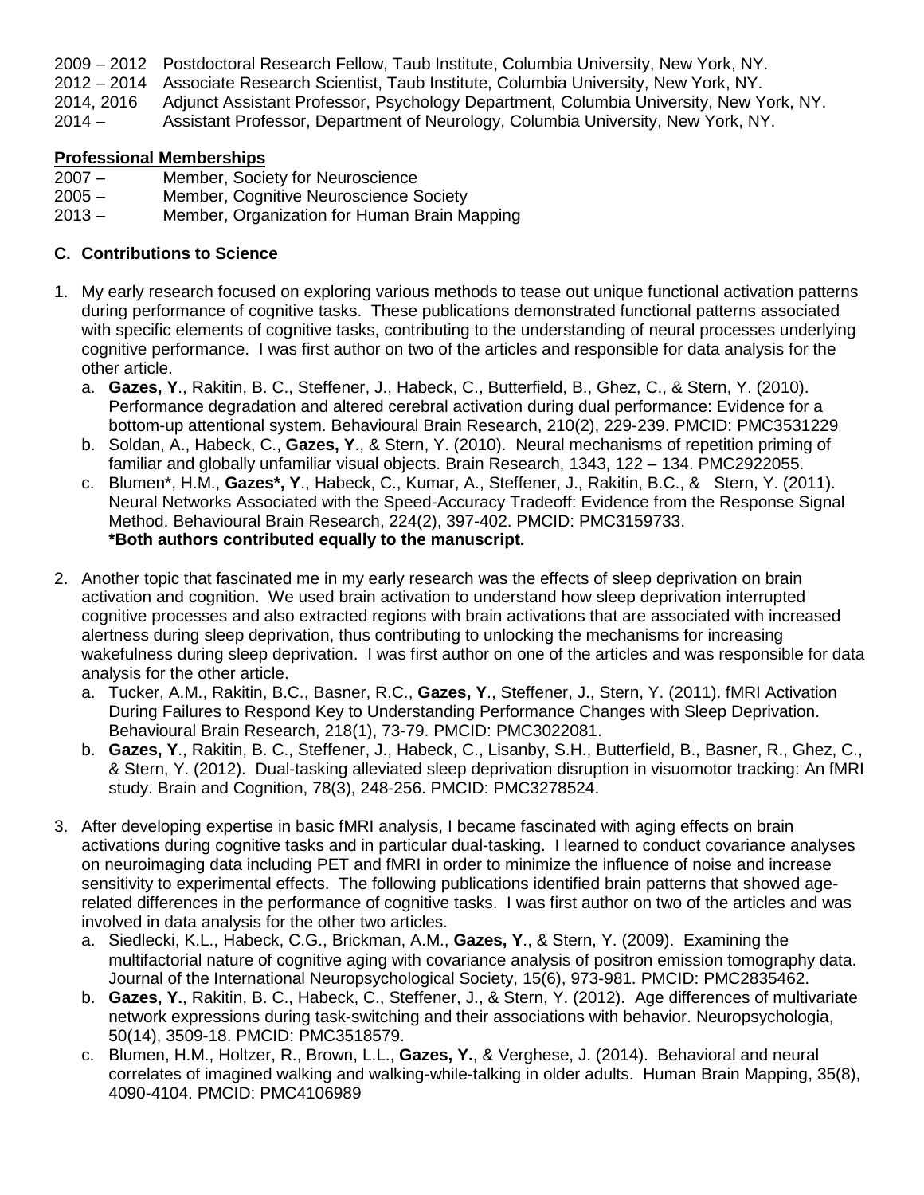2009 – 2012 Postdoctoral Research Fellow, Taub Institute, Columbia University, New York, NY.
2012 – 2014 Associate Research Scientist, Taub Institute, Columbia University, New York, NY.
2014, 2016 Adjunct Assistant Professor, Psychology Department, Columbia University, New York, NY.
2014 – Assistant Professor, Department of Neurology, Columbia University, New York, NY.

**Professional Memberships**

2007 – Member, Society for Neuroscience
2005 – Member, Cognitive Neuroscience Society
2013 – Member, Organization for Human Brain Mapping

### C. Contributions to Science

1. My early research focused on exploring various methods to tease out unique functional activation patterns during performance of cognitive tasks. These publications demonstrated functional patterns associated with specific elements of cognitive tasks, contributing to the understanding of neural processes underlying cognitive performance. I was first author on two of the articles and responsible for data analysis for the other article.
   a. **Gazes, Y**., Rakitin, B. C., Steffener, J., Habeck, C., Butterfield, B., Ghez, C., & Stern, Y. (2010). Performance degradation and altered cerebral activation during dual performance: Evidence for a bottom-up attentional system. Behavioural Brain Research, 210(2), 229-239. PMCID: PMC3531229
   b. Soldan, A., Habeck, C., **Gazes, Y**., & Stern, Y. (2010). Neural mechanisms of repetition priming of familiar and globally unfamiliar visual objects. Brain Research, 1343, 122 – 134. PMC2922055.
   c. Blumen*, H.M., **Gazes*, Y**., Habeck, C., Kumar, A., Steffener, J., Rakitin, B.C., & Stern, Y. (2011). Neural Networks Associated with the Speed-Accuracy Tradeoff: Evidence from the Response Signal Method. Behavioural Brain Research, 224(2), 397-402. PMCID: PMC3159733.
   **\*Both authors contributed equally to the manuscript.**

2. Another topic that fascinated me in my early research was the effects of sleep deprivation on brain activation and cognition. We used brain activation to understand how sleep deprivation interrupted cognitive processes and also extracted regions with brain activations that are associated with increased alertness during sleep deprivation, thus contributing to unlocking the mechanisms for increasing wakefulness during sleep deprivation. I was first author on one of the articles and was responsible for data analysis for the other article.
   a. Tucker, A.M., Rakitin, B.C., Basner, R.C., **Gazes, Y**., Steffener, J., Stern, Y. (2011). fMRI Activation During Failures to Respond Key to Understanding Performance Changes with Sleep Deprivation. Behavioural Brain Research, 218(1), 73-79. PMCID: PMC3022081.
   b. **Gazes, Y**., Rakitin, B. C., Steffener, J., Habeck, C., Lisanby, S.H., Butterfield, B., Basner, R., Ghez, C., & Stern, Y. (2012). Dual-tasking alleviated sleep deprivation disruption in visuomotor tracking: An fMRI study. Brain and Cognition, 78(3), 248-256. PMCID: PMC3278524.

3. After developing expertise in basic fMRI analysis, I became fascinated with aging effects on brain activations during cognitive tasks and in particular dual-tasking. I learned to conduct covariance analyses on neuroimaging data including PET and fMRI in order to minimize the influence of noise and increase sensitivity to experimental effects. The following publications identified brain patterns that showed age-related differences in the performance of cognitive tasks. I was first author on two of the articles and was involved in data analysis for the other two articles.
   a. Siedlecki, K.L., Habeck, C.G., Brickman, A.M., **Gazes, Y**., & Stern, Y. (2009). Examining the multifactorial nature of cognitive aging with covariance analysis of positron emission tomography data. Journal of the International Neuropsychological Society, 15(6), 973-981. PMCID: PMC2835462.
   b. **Gazes, Y.**, Rakitin, B. C., Habeck, C., Steffener, J., & Stern, Y. (2012). Age differences of multivariate network expressions during task-switching and their associations with behavior. Neuropsychologia, 50(14), 3509-18. PMCID: PMC3518579.
   c. Blumen, H.M., Holtzer, R., Brown, L.L., **Gazes, Y.**, & Verghese, J. (2014). Behavioral and neural correlates of imagined walking and walking-while-talking in older adults. Human Brain Mapping, 35(8), 4090-4104. PMCID: PMC4106989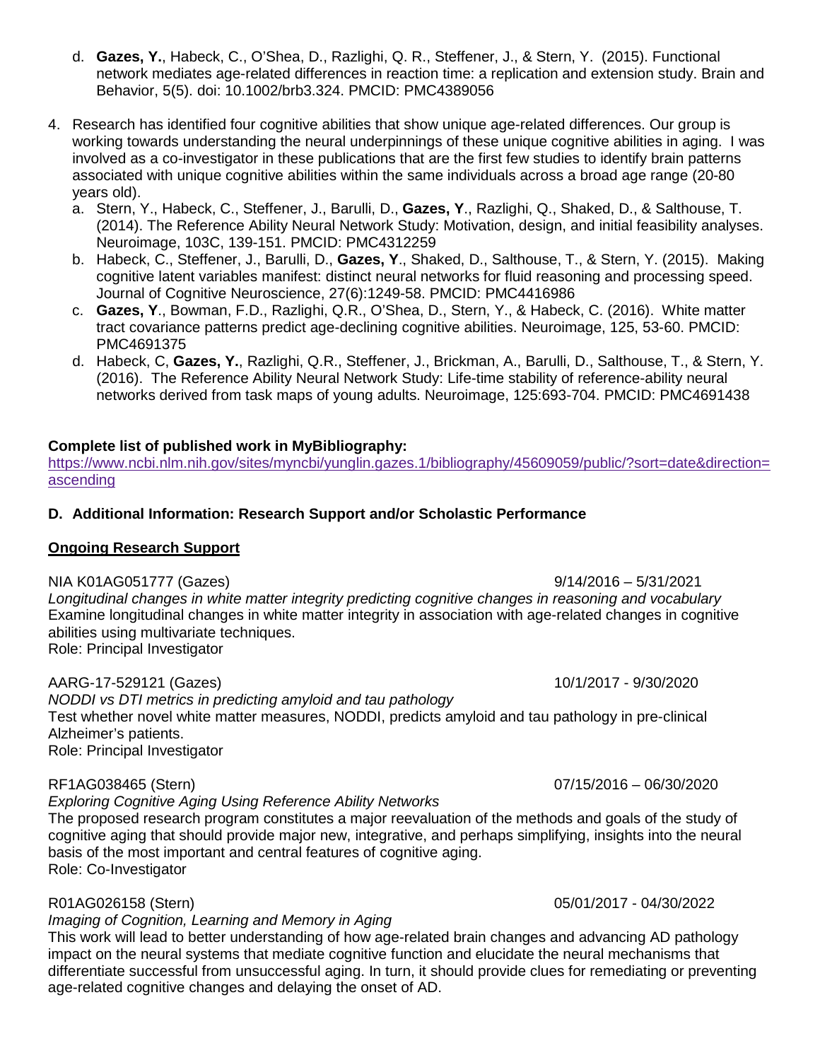d. **Gazes, Y.**, Habeck, C., O'Shea, D., Razlighi, Q. R., Steffener, J., & Stern, Y. (2015). Functional network mediates age-related differences in reaction time: a replication and extension study. Brain and Behavior, 5(5). doi: 10.1002/brb3.324. PMCID: PMC4389056

4. Research has identified four cognitive abilities that show unique age-related differences. Our group is working towards understanding the neural underpinnings of these unique cognitive abilities in aging. I was involved as a co-investigator in these publications that are the first few studies to identify brain patterns associated with unique cognitive abilities within the same individuals across a broad age range (20-80 years old).
   a. Stern, Y., Habeck, C., Steffener, J., Barulli, D., **Gazes, Y**., Razlighi, Q., Shaked, D., & Salthouse, T. (2014). The Reference Ability Neural Network Study: Motivation, design, and initial feasibility analyses. Neuroimage, 103C, 139-151. PMCID: PMC4312259
   b. Habeck, C., Steffener, J., Barulli, D., **Gazes, Y**., Shaked, D., Salthouse, T., & Stern, Y. (2015). Making cognitive latent variables manifest: distinct neural networks for fluid reasoning and processing speed. Journal of Cognitive Neuroscience, 27(6):1249-58. PMCID: PMC4416986
   c. **Gazes, Y**., Bowman, F.D., Razlighi, Q.R., O'Shea, D., Stern, Y., & Habeck, C. (2016). White matter tract covariance patterns predict age-declining cognitive abilities. Neuroimage, 125, 53-60. PMCID: PMC4691375
   d. Habeck, C, **Gazes, Y.**, Razlighi, Q.R., Steffener, J., Brickman, A., Barulli, D., Salthouse, T., & Stern, Y. (2016). The Reference Ability Neural Network Study: Life-time stability of reference-ability neural networks derived from task maps of young adults. Neuroimage, 125:693-704. PMCID: PMC4691438

**Complete list of published work in MyBibliography:**
https://www.ncbi.nlm.nih.gov/sites/myncbi/yunglin.gazes.1/bibliography/45609059/public/?sort=date&direction=ascending

**D. Additional Information: Research Support and/or Scholastic Performance**

**Ongoing Research Support**

NIA K01AG051777 (Gazes) 9/14/2016 – 5/31/2021
*Longitudinal changes in white matter integrity predicting cognitive changes in reasoning and vocabulary*
Examine longitudinal changes in white matter integrity in association with age-related changes in cognitive abilities using multivariate techniques.
Role: Principal Investigator

AARG-17-529121 (Gazes) 10/1/2017 - 9/30/2020
*NODDI vs DTI metrics in predicting amyloid and tau pathology*
Test whether novel white matter measures, NODDI, predicts amyloid and tau pathology in pre-clinical Alzheimer's patients.
Role: Principal Investigator

RF1AG038465 (Stern) 07/15/2016 – 06/30/2020
*Exploring Cognitive Aging Using Reference Ability Networks*
The proposed research program constitutes a major reevaluation of the methods and goals of the study of cognitive aging that should provide major new, integrative, and perhaps simplifying, insights into the neural basis of the most important and central features of cognitive aging.
Role: Co-Investigator

R01AG026158 (Stern) 05/01/2017 - 04/30/2022
*Imaging of Cognition, Learning and Memory in Aging*
This work will lead to better understanding of how age-related brain changes and advancing AD pathology impact on the neural systems that mediate cognitive function and elucidate the neural mechanisms that differentiate successful from unsuccessful aging. In turn, it should provide clues for remediating or preventing age-related cognitive changes and delaying the onset of AD.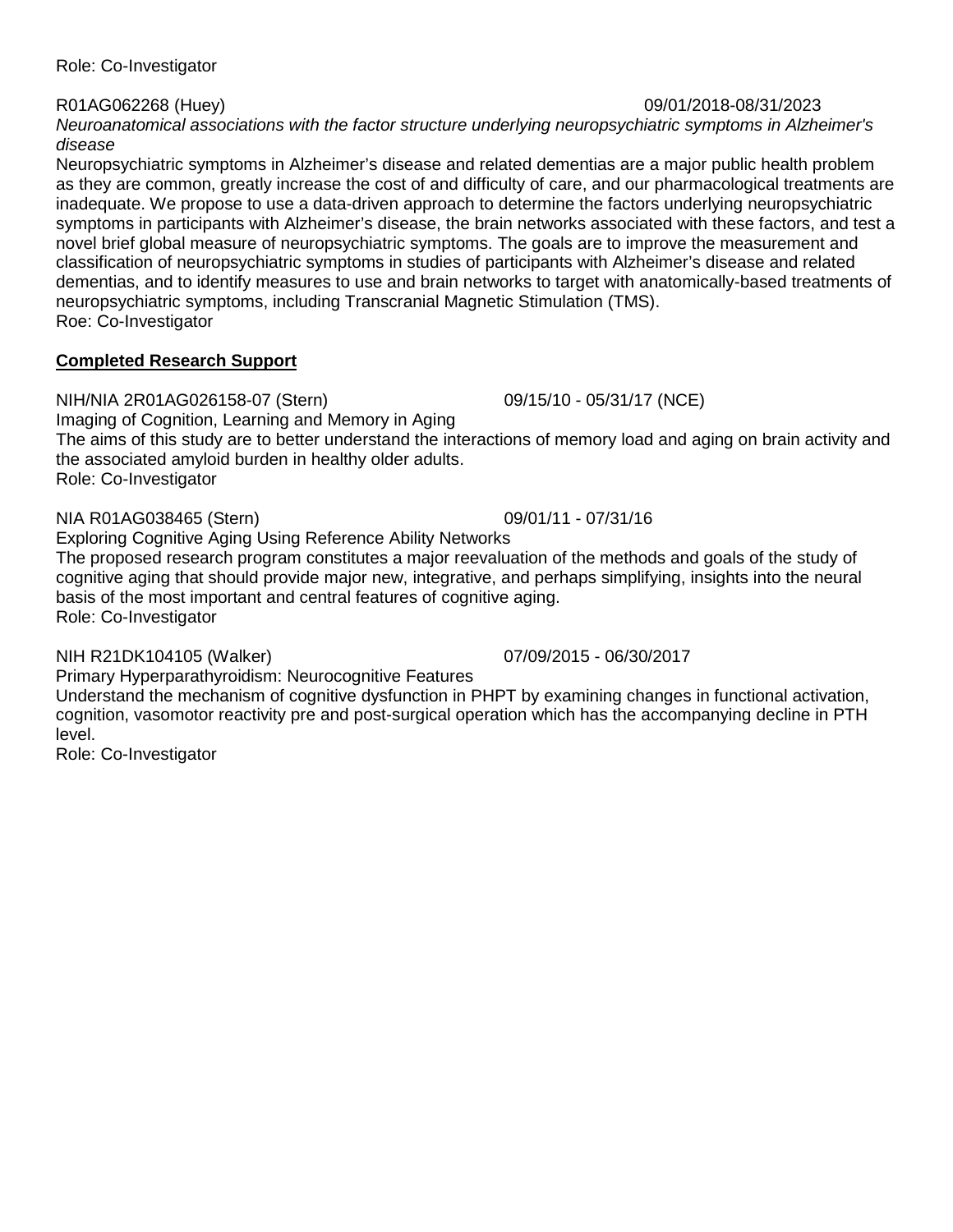Role: Co-Investigator

R01AG062268 (Huey) 09/01/2018-08/31/2023

*Neuroanatomical associations with the factor structure underlying neuropsychiatric symptoms in Alzheimer's disease*

Neuropsychiatric symptoms in Alzheimer's disease and related dementias are a major public health problem as they are common, greatly increase the cost of and difficulty of care, and our pharmacological treatments are inadequate. We propose to use a data-driven approach to determine the factors underlying neuropsychiatric symptoms in participants with Alzheimer's disease, the brain networks associated with these factors, and test a novel brief global measure of neuropsychiatric symptoms. The goals are to improve the measurement and classification of neuropsychiatric symptoms in studies of participants with Alzheimer's disease and related dementias, and to identify measures to use and brain networks to target with anatomically-based treatments of neuropsychiatric symptoms, including Transcranial Magnetic Stimulation (TMS).

Roe: Co-Investigator

**Completed Research Support**

NIH/NIA 2R01AG026158-07 (Stern) 09/15/10 - 05/31/17 (NCE)

Imaging of Cognition, Learning and Memory in Aging

The aims of this study are to better understand the interactions of memory load and aging on brain activity and the associated amyloid burden in healthy older adults.

Role: Co-Investigator

NIA R01AG038465 (Stern) 09/01/11 - 07/31/16

Exploring Cognitive Aging Using Reference Ability Networks

The proposed research program constitutes a major reevaluation of the methods and goals of the study of cognitive aging that should provide major new, integrative, and perhaps simplifying, insights into the neural basis of the most important and central features of cognitive aging.

Role: Co-Investigator

NIH R21DK104105 (Walker) 07/09/2015 - 06/30/2017

Primary Hyperparathyroidism: Neurocognitive Features

Understand the mechanism of cognitive dysfunction in PHPT by examining changes in functional activation, cognition, vasomotor reactivity pre and post-surgical operation which has the accompanying decline in PTH level.

Role: Co-Investigator